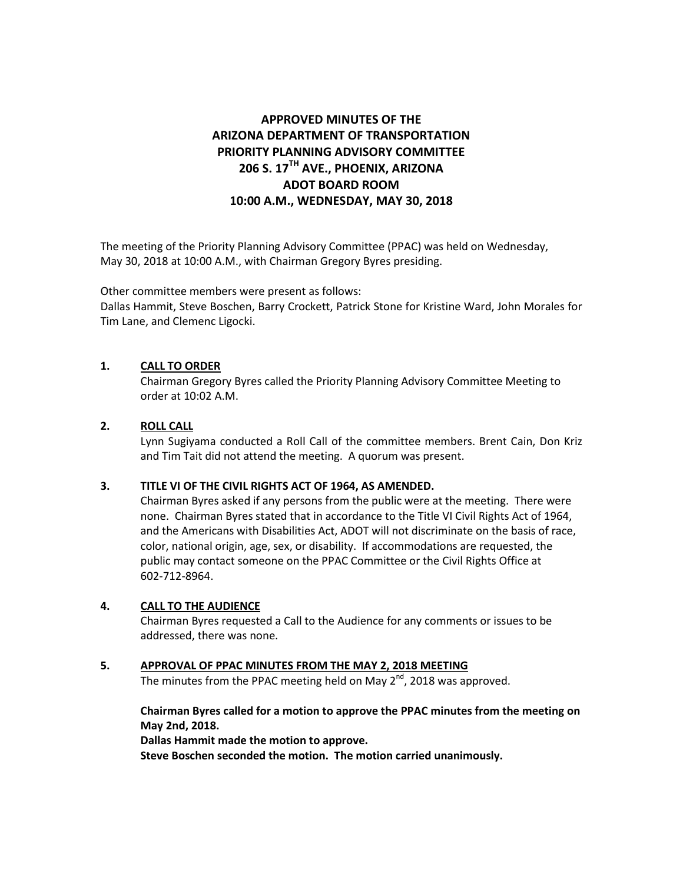# APPROVED MINUTES OF THE ARIZONA DEPARTMENT OF TRANSPORTATION PRIORITY PLANNING ADVISORY COMMITTEE 206 S. 17TH AVE., PHOENIX, ARIZONA ADOT BOARD ROOM 10:00 A.M., WEDNESDAY, MAY 30, 2018

The meeting of the Priority Planning Advisory Committee (PPAC) was held on Wednesday, May 30, 2018 at 10:00 A.M., with Chairman Gregory Byres presiding.

Other committee members were present as follows:
Dallas Hammit, Steve Boschen, Barry Crockett, Patrick Stone for Kristine Ward, John Morales for Tim Lane, and Clemenc Ligocki.

**1. CALL TO ORDER**

Chairman Gregory Byres called the Priority Planning Advisory Committee Meeting to order at 10:02 A.M.

**2. ROLL CALL**

Lynn Sugiyama conducted a Roll Call of the committee members. Brent Cain, Don Kriz and Tim Tait did not attend the meeting. A quorum was present.

**3. TITLE VI OF THE CIVIL RIGHTS ACT OF 1964, AS AMENDED.**

Chairman Byres asked if any persons from the public were at the meeting. There were none. Chairman Byres stated that in accordance to the Title VI Civil Rights Act of 1964, and the Americans with Disabilities Act, ADOT will not discriminate on the basis of race, color, national origin, age, sex, or disability. If accommodations are requested, the public may contact someone on the PPAC Committee or the Civil Rights Office at 602-712-8964.

**4. CALL TO THE AUDIENCE**

Chairman Byres requested a Call to the Audience for any comments or issues to be addressed, there was none.

**5. APPROVAL OF PPAC MINUTES FROM THE MAY 2, 2018 MEETING**

The minutes from the PPAC meeting held on May 2nd, 2018 was approved.

**Chairman Byres called for a motion to approve the PPAC minutes from the meeting on May 2nd, 2018.**
**Dallas Hammit made the motion to approve.**
**Steve Boschen seconded the motion. The motion carried unanimously.**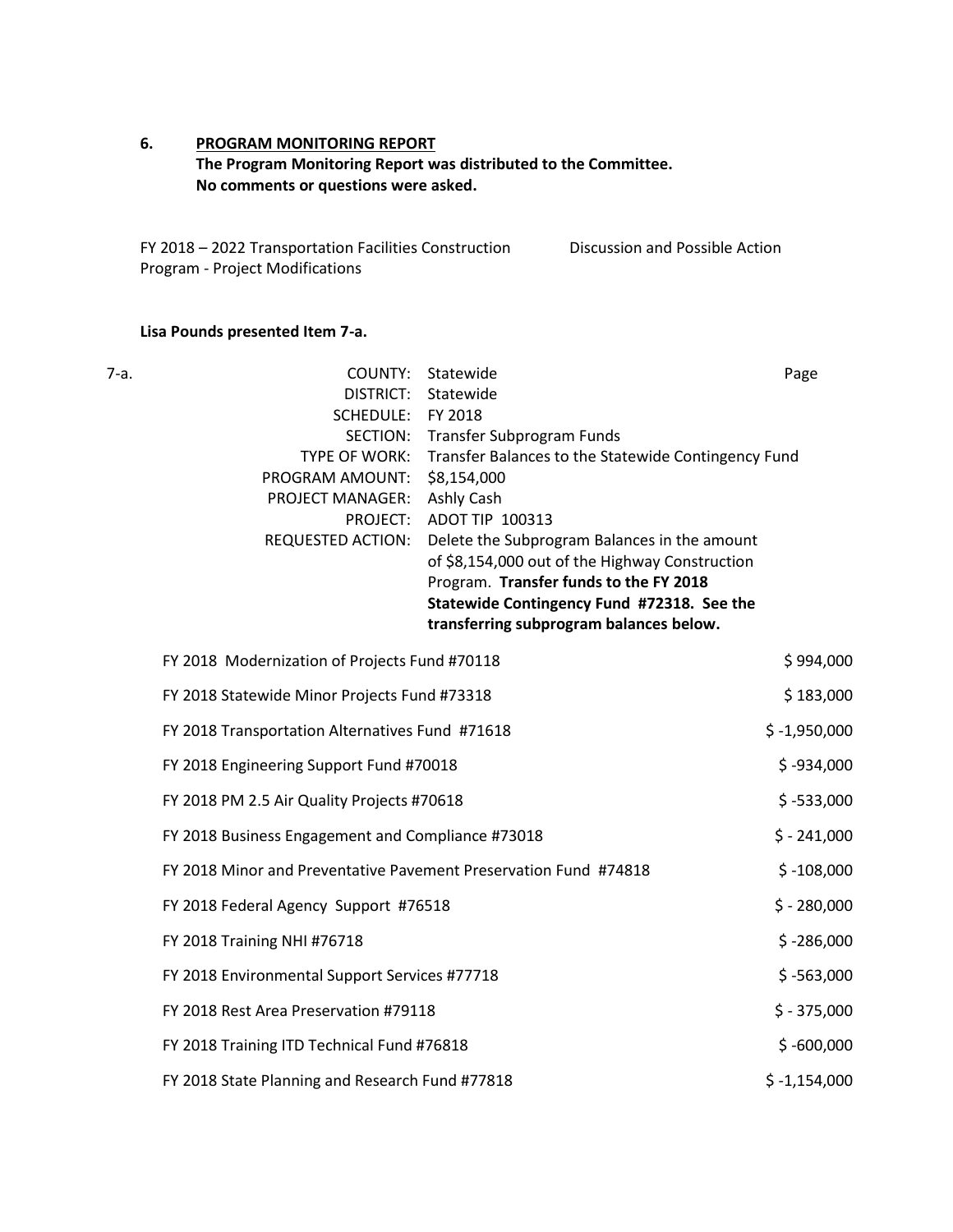**6. PROGRAM MONITORING REPORT**

**The Program Monitoring Report was distributed to the Committee.**
**No comments or questions were asked.**

FY 2018 – 2022 Transportation Facilities Construction Program - Project Modifications — Discussion and Possible Action

**Lisa Pounds presented Item 7-a.**

7-a.

| | | |
|---|---|---|
| COUNTY: | Statewide | Page |
| DISTRICT: | Statewide | |
| SCHEDULE: | FY 2018 | |
| SECTION: | Transfer Subprogram Funds | |
| TYPE OF WORK: | Transfer Balances to the Statewide Contingency Fund | |
| PROGRAM AMOUNT: | $8,154,000 | |
| PROJECT MANAGER: | Ashly Cash | |
| PROJECT: | ADOT TIP 100313 | |
| REQUESTED ACTION: | Delete the Subprogram Balances in the amount of $8,154,000 out of the Highway Construction Program. **Transfer funds to the FY 2018 Statewide Contingency Fund #72318. See the transferring subprogram balances below.** | |

| Fund | Amount |
|---|---|
| FY 2018 Modernization of Projects Fund #70118 | $ 994,000 |
| FY 2018 Statewide Minor Projects Fund #73318 | $ 183,000 |
| FY 2018 Transportation Alternatives Fund #71618 | $ -1,950,000 |
| FY 2018 Engineering Support Fund #70018 | $ -934,000 |
| FY 2018 PM 2.5 Air Quality Projects #70618 | $ -533,000 |
| FY 2018 Business Engagement and Compliance #73018 | $ - 241,000 |
| FY 2018 Minor and Preventative Pavement Preservation Fund #74818 | $ -108,000 |
| FY 2018 Federal Agency Support #76518 | $ - 280,000 |
| FY 2018 Training NHI #76718 | $ -286,000 |
| FY 2018 Environmental Support Services #77718 | $ -563,000 |
| FY 2018 Rest Area Preservation #79118 | $ - 375,000 |
| FY 2018 Training ITD Technical Fund #76818 | $ -600,000 |
| FY 2018 State Planning and Research Fund #77818 | $ -1,154,000 |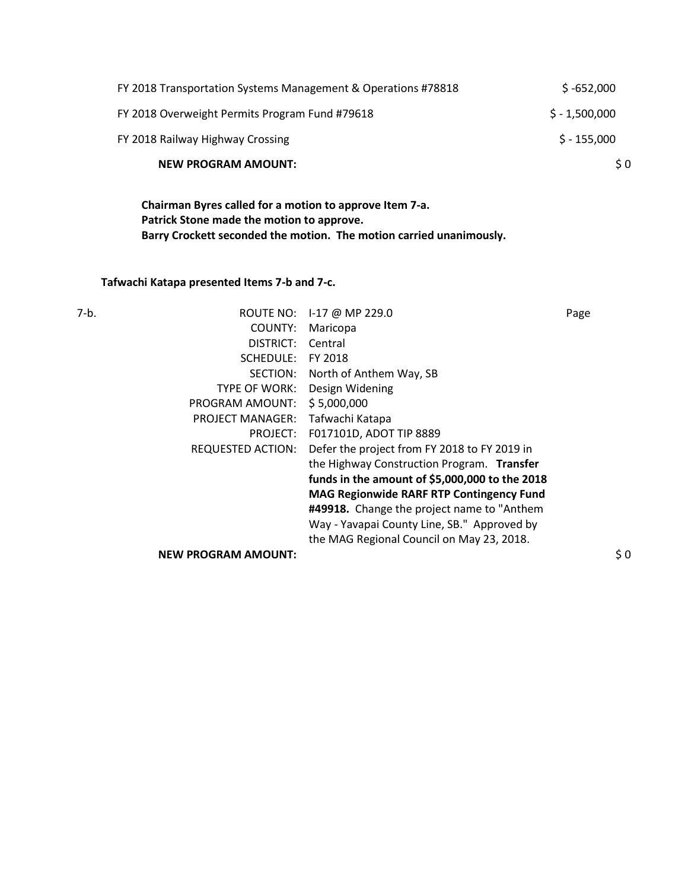| | |
|---|---|
| FY 2018 Transportation Systems Management & Operations #78818 | $ -652,000 |
| FY 2018 Overweight Permits Program Fund #79618 | $ - 1,500,000 |
| FY 2018 Railway Highway Crossing | $ - 155,000 |
| **NEW PROGRAM AMOUNT:** | $ 0 |

**Chairman Byres called for a motion to approve Item 7-a.**
**Patrick Stone made the motion to approve.**
**Barry Crockett seconded the motion. The motion carried unanimously.**

**Tafwachi Katapa presented Items 7-b and 7-c.**

7-b.

| | | |
|---|---|---|
| ROUTE NO: | I-17 @ MP 229.0 | Page |
| COUNTY: | Maricopa | |
| DISTRICT: | Central | |
| SCHEDULE: | FY 2018 | |
| SECTION: | North of Anthem Way, SB | |
| TYPE OF WORK: | Design Widening | |
| PROGRAM AMOUNT: | $ 5,000,000 | |
| PROJECT MANAGER: | Tafwachi Katapa | |
| PROJECT: | F017101D, ADOT TIP 8889 | |
| REQUESTED ACTION: | Defer the project from FY 2018 to FY 2019 in the Highway Construction Program. **Transfer funds in the amount of $5,000,000 to the 2018 MAG Regionwide RARF RTP Contingency Fund #49918.** Change the project name to "Anthem Way - Yavapai County Line, SB." Approved by the MAG Regional Council on May 23, 2018. | |
| **NEW PROGRAM AMOUNT:** | | $ 0 |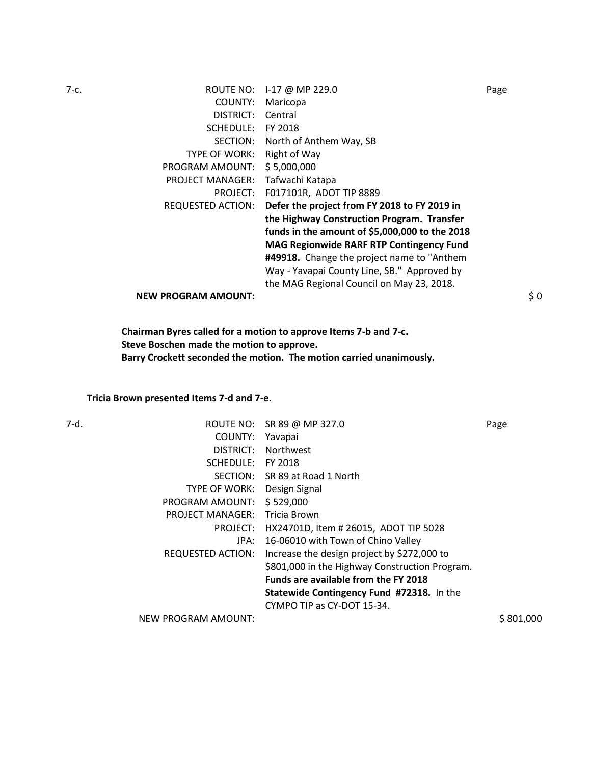7-c. 

| | | |
|---|---|---|
| ROUTE NO: | I-17 @ MP 229.0 | Page |
| COUNTY: | Maricopa | |
| DISTRICT: | Central | |
| SCHEDULE: | FY 2018 | |
| SECTION: | North of Anthem Way, SB | |
| TYPE OF WORK: | Right of Way | |
| PROGRAM AMOUNT: | $ 5,000,000 | |
| PROJECT MANAGER: | Tafwachi Katapa | |
| PROJECT: | F017101R, ADOT TIP 8889 | |
| REQUESTED ACTION: | **Defer the project from FY 2018 to FY 2019 in the Highway Construction Program. Transfer funds in the amount of $5,000,000 to the 2018 MAG Regionwide RARF RTP Contingency Fund #49918.** Change the project name to "Anthem Way - Yavapai County Line, SB." Approved by the MAG Regional Council on May 23, 2018. | |
| **NEW PROGRAM AMOUNT:** | | $ 0 |

**Chairman Byres called for a motion to approve Items 7-b and 7-c.**
**Steve Boschen made the motion to approve.**
**Barry Crockett seconded the motion. The motion carried unanimously.**

**Tricia Brown presented Items 7-d and 7-e.**

7-d.

| | | |
|---|---|---|
| ROUTE NO: | SR 89 @ MP 327.0 | Page |
| COUNTY: | Yavapai | |
| DISTRICT: | Northwest | |
| SCHEDULE: | FY 2018 | |
| SECTION: | SR 89 at Road 1 North | |
| TYPE OF WORK: | Design Signal | |
| PROGRAM AMOUNT: | $ 529,000 | |
| PROJECT MANAGER: | Tricia Brown | |
| PROJECT: | HX24701D, Item # 26015, ADOT TIP 5028 | |
| JPA: | 16-06010 with Town of Chino Valley | |
| REQUESTED ACTION: | Increase the design project by $272,000 to $801,000 in the Highway Construction Program. **Funds are available from the FY 2018 Statewide Contingency Fund #72318.** In the CYMPO TIP as CY-DOT 15-34. | |
| NEW PROGRAM AMOUNT: | | $ 801,000 |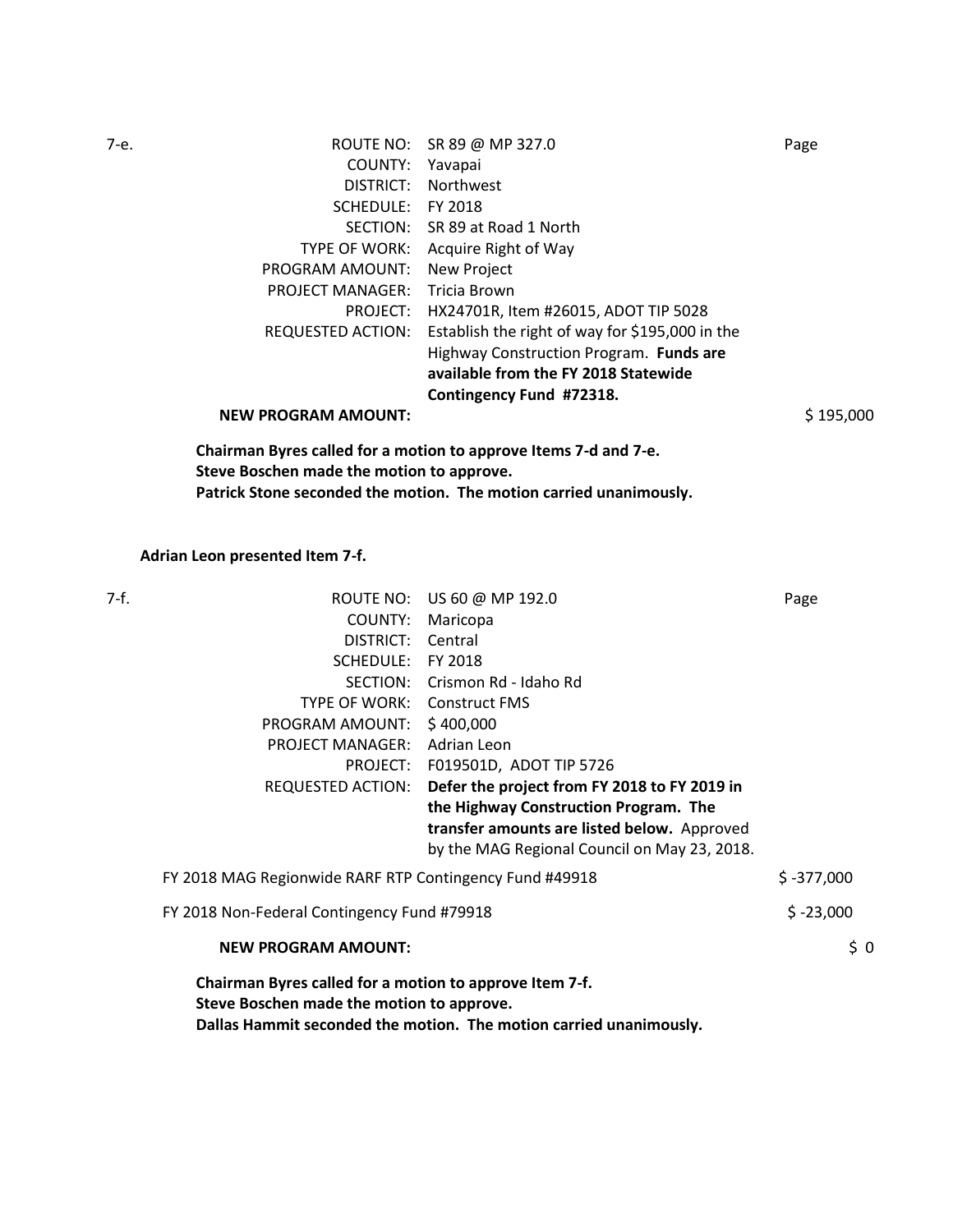7-e.

| | | |
|---|---|---|
| ROUTE NO: | SR 89 @ MP 327.0 | Page |
| COUNTY: | Yavapai | |
| DISTRICT: | Northwest | |
| SCHEDULE: | FY 2018 | |
| SECTION: | SR 89 at Road 1 North | |
| TYPE OF WORK: | Acquire Right of Way | |
| PROGRAM AMOUNT: | New Project | |
| PROJECT MANAGER: | Tricia Brown | |
| PROJECT: | HX24701R, Item #26015, ADOT TIP 5028 | |
| REQUESTED ACTION: | Establish the right of way for $195,000 in the Highway Construction Program. **Funds are available from the FY 2018 Statewide Contingency Fund #72318.** | |
| **NEW PROGRAM AMOUNT:** | | $ 195,000 |

**Chairman Byres called for a motion to approve Items 7-d and 7-e.**
**Steve Boschen made the motion to approve.**
**Patrick Stone seconded the motion. The motion carried unanimously.**

**Adrian Leon presented Item 7-f.**

7-f.

| | | |
|---|---|---|
| ROUTE NO: | US 60 @ MP 192.0 | Page |
| COUNTY: | Maricopa | |
| DISTRICT: | Central | |
| SCHEDULE: | FY 2018 | |
| SECTION: | Crismon Rd - Idaho Rd | |
| TYPE OF WORK: | Construct FMS | |
| PROGRAM AMOUNT: | $ 400,000 | |
| PROJECT MANAGER: | Adrian Leon | |
| PROJECT: | F019501D, ADOT TIP 5726 | |
| REQUESTED ACTION: | **Defer the project from FY 2018 to FY 2019 in the Highway Construction Program. The transfer amounts are listed below.** Approved by the MAG Regional Council on May 23, 2018. | |
| FY 2018 MAG Regionwide RARF RTP Contingency Fund #49918 | | $ -377,000 |
| FY 2018 Non-Federal Contingency Fund #79918 | | $ -23,000 |
| **NEW PROGRAM AMOUNT:** | | $ 0 |

**Chairman Byres called for a motion to approve Item 7-f.**
**Steve Boschen made the motion to approve.**
**Dallas Hammit seconded the motion. The motion carried unanimously.**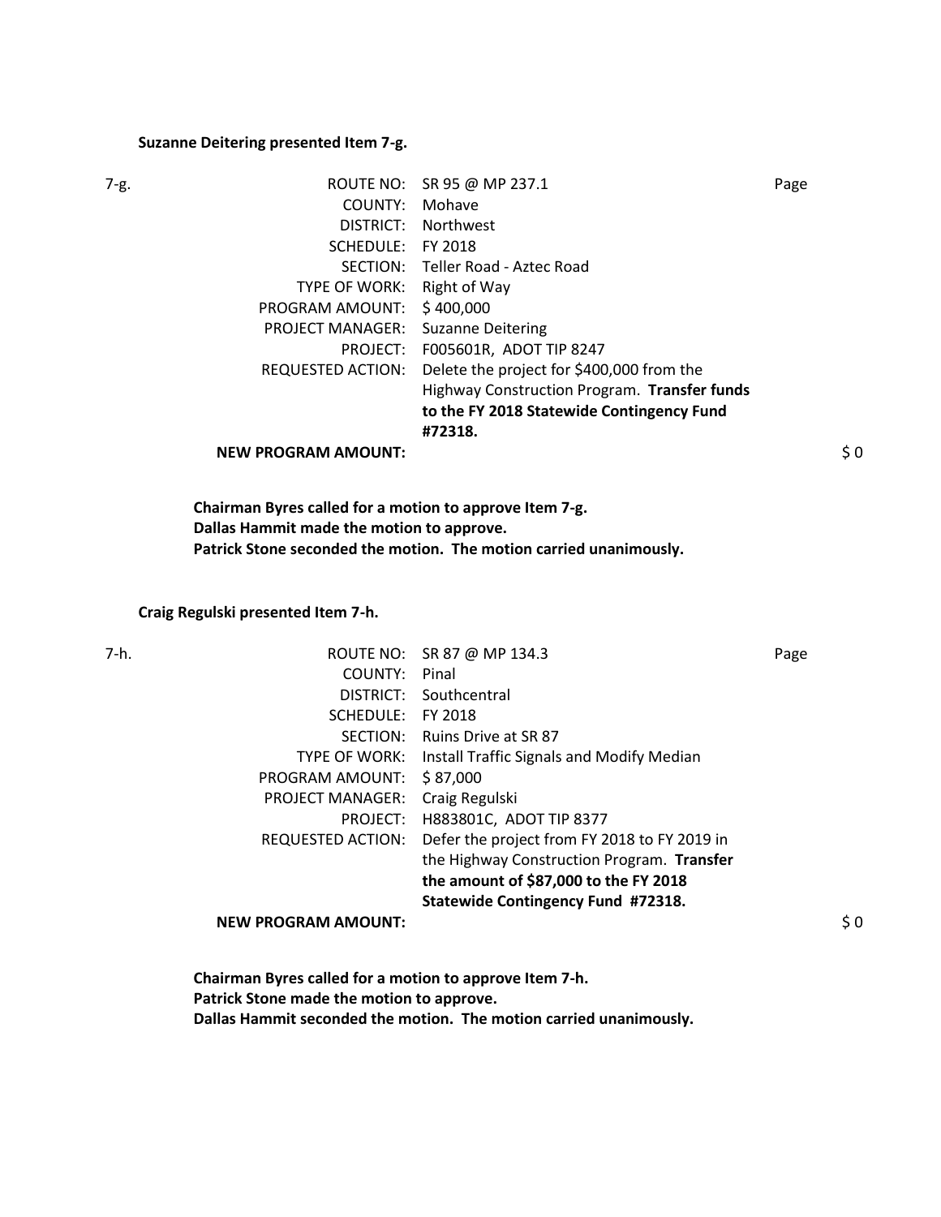**Suzanne Deitering presented Item 7-g.**

| 7-g. | | | Page |
|---|---|---|---|
| | ROUTE NO: | SR 95 @ MP 237.1 | |
| | COUNTY: | Mohave | |
| | DISTRICT: | Northwest | |
| | SCHEDULE: | FY 2018 | |
| | SECTION: | Teller Road - Aztec Road | |
| | TYPE OF WORK: | Right of Way | |
| | PROGRAM AMOUNT: | $ 400,000 | |
| | PROJECT MANAGER: | Suzanne Deitering | |
| | PROJECT: | F005601R, ADOT TIP 8247 | |
| | REQUESTED ACTION: | Delete the project for $400,000 from the Highway Construction Program. **Transfer funds to the FY 2018 Statewide Contingency Fund #72318.** | |
| | **NEW PROGRAM AMOUNT:** | | $ 0 |

**Chairman Byres called for a motion to approve Item 7-g.**
**Dallas Hammit made the motion to approve.**
**Patrick Stone seconded the motion. The motion carried unanimously.**

**Craig Regulski presented Item 7-h.**

| 7-h. | | | Page |
|---|---|---|---|
| | ROUTE NO: | SR 87 @ MP 134.3 | |
| | COUNTY: | Pinal | |
| | DISTRICT: | Southcentral | |
| | SCHEDULE: | FY 2018 | |
| | SECTION: | Ruins Drive at SR 87 | |
| | TYPE OF WORK: | Install Traffic Signals and Modify Median | |
| | PROGRAM AMOUNT: | $ 87,000 | |
| | PROJECT MANAGER: | Craig Regulski | |
| | PROJECT: | H883801C, ADOT TIP 8377 | |
| | REQUESTED ACTION: | Defer the project from FY 2018 to FY 2019 in the Highway Construction Program. **Transfer the amount of $87,000 to the FY 2018 Statewide Contingency Fund #72318.** | |
| | **NEW PROGRAM AMOUNT:** | | $ 0 |

**Chairman Byres called for a motion to approve Item 7-h.**
**Patrick Stone made the motion to approve.**
**Dallas Hammit seconded the motion. The motion carried unanimously.**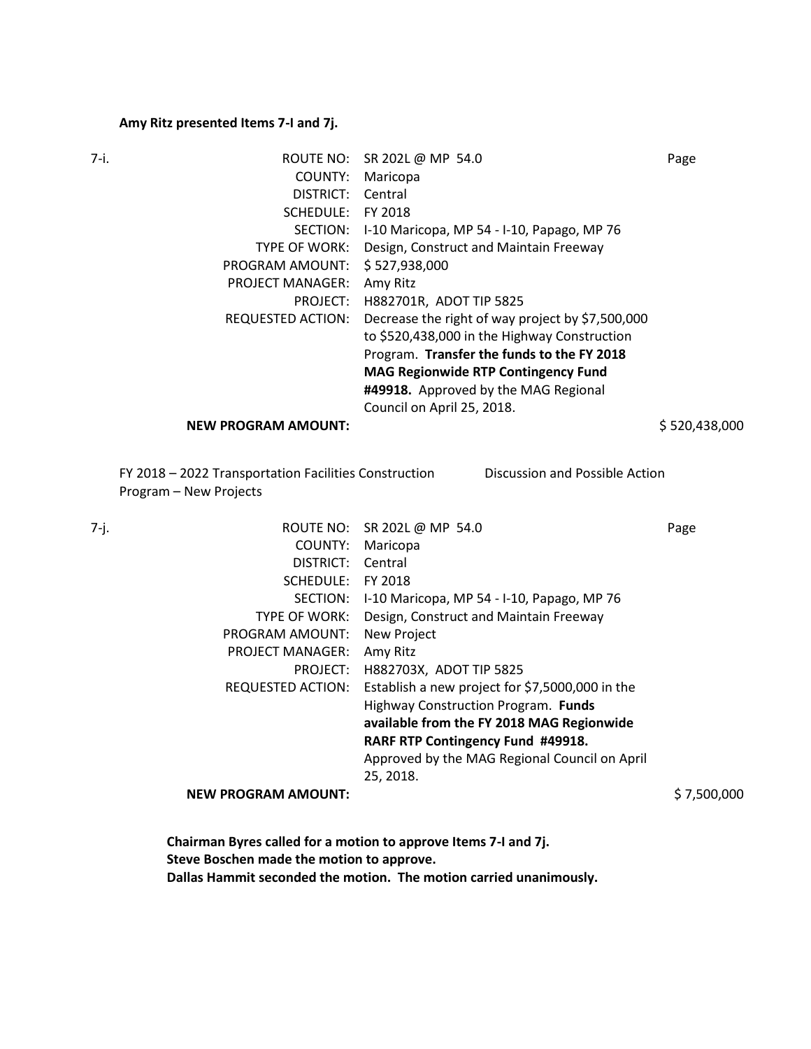**Amy Ritz presented Items 7-I and 7j.**

7-i.

| | | |
|---|---|---|
| ROUTE NO: | SR 202L @ MP 54.0 | Page |
| COUNTY: | Maricopa | |
| DISTRICT: | Central | |
| SCHEDULE: | FY 2018 | |
| SECTION: | I-10 Maricopa, MP 54 - I-10, Papago, MP 76 | |
| TYPE OF WORK: | Design, Construct and Maintain Freeway | |
| PROGRAM AMOUNT: | $ 527,938,000 | |
| PROJECT MANAGER: | Amy Ritz | |
| PROJECT: | H882701R, ADOT TIP 5825 | |
| REQUESTED ACTION: | Decrease the right of way project by $7,500,000 to $520,438,000 in the Highway Construction Program. **Transfer the funds to the FY 2018 MAG Regionwide RTP Contingency Fund #49918.** Approved by the MAG Regional Council on April 25, 2018. | |
| **NEW PROGRAM AMOUNT:** | | $ 520,438,000 |

FY 2018 – 2022 Transportation Facilities Construction Program – New Projects — Discussion and Possible Action

7-j.

| | | |
|---|---|---|
| ROUTE NO: | SR 202L @ MP 54.0 | Page |
| COUNTY: | Maricopa | |
| DISTRICT: | Central | |
| SCHEDULE: | FY 2018 | |
| SECTION: | I-10 Maricopa, MP 54 - I-10, Papago, MP 76 | |
| TYPE OF WORK: | Design, Construct and Maintain Freeway | |
| PROGRAM AMOUNT: | New Project | |
| PROJECT MANAGER: | Amy Ritz | |
| PROJECT: | H882703X, ADOT TIP 5825 | |
| REQUESTED ACTION: | Establish a new project for $7,5000,000 in the Highway Construction Program. **Funds available from the FY 2018 MAG Regionwide RARF RTP Contingency Fund #49918.** Approved by the MAG Regional Council on April 25, 2018. | |
| **NEW PROGRAM AMOUNT:** | | $ 7,500,000 |

**Chairman Byres called for a motion to approve Items 7-I and 7j.**
**Steve Boschen made the motion to approve.**
**Dallas Hammit seconded the motion. The motion carried unanimously.**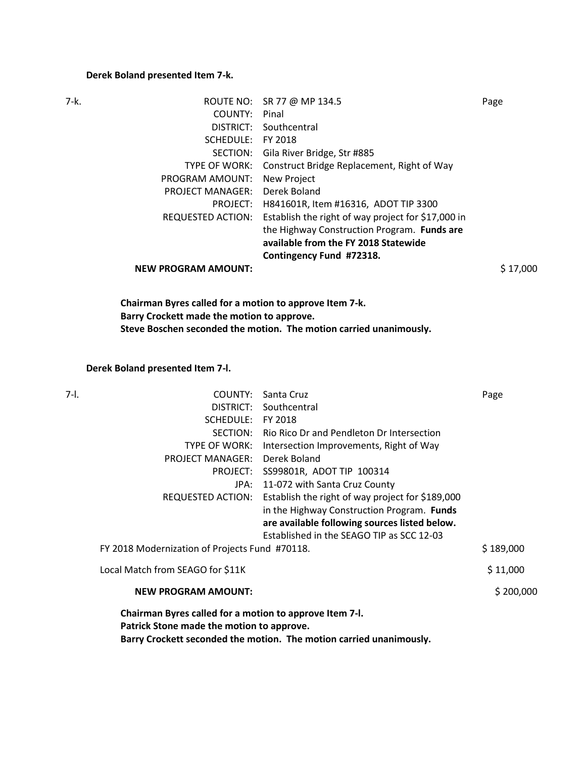**Derek Boland presented Item 7-k.**

| 7-k. | | | |
|---|---|---|---|
| | ROUTE NO: | SR 77 @ MP 134.5 | Page |
| | COUNTY: | Pinal | |
| | DISTRICT: | Southcentral | |
| | SCHEDULE: | FY 2018 | |
| | SECTION: | Gila River Bridge, Str #885 | |
| | TYPE OF WORK: | Construct Bridge Replacement, Right of Way | |
| | PROGRAM AMOUNT: | New Project | |
| | PROJECT MANAGER: | Derek Boland | |
| | PROJECT: | H841601R, Item #16316, ADOT TIP 3300 | |
| | REQUESTED ACTION: | Establish the right of way project for $17,000 in the Highway Construction Program. **Funds are available from the FY 2018 Statewide Contingency Fund #72318.** | |
| | **NEW PROGRAM AMOUNT:** | | $ 17,000 |

**Chairman Byres called for a motion to approve Item 7-k.**
**Barry Crockett made the motion to approve.**
**Steve Boschen seconded the motion. The motion carried unanimously.**

**Derek Boland presented Item 7-l.**

| 7-l. | | | |
|---|---|---|---|
| | COUNTY: | Santa Cruz | Page |
| | DISTRICT: | Southcentral | |
| | SCHEDULE: | FY 2018 | |
| | SECTION: | Rio Rico Dr and Pendleton Dr Intersection | |
| | TYPE OF WORK: | Intersection Improvements, Right of Way | |
| | PROJECT MANAGER: | Derek Boland | |
| | PROJECT: | SS99801R, ADOT TIP 100314 | |
| | JPA: | 11-072 with Santa Cruz County | |
| | REQUESTED ACTION: | Establish the right of way project for $189,000 in the Highway Construction Program. **Funds are available following sources listed below.** Established in the SEAGO TIP as SCC 12-03 | |
| | FY 2018 Modernization of Projects Fund #70118. | | $ 189,000 |
| | Local Match from SEAGO for $11K | | $ 11,000 |
| | **NEW PROGRAM AMOUNT:** | | $ 200,000 |

**Chairman Byres called for a motion to approve Item 7-l.**
**Patrick Stone made the motion to approve.**
**Barry Crockett seconded the motion. The motion carried unanimously.**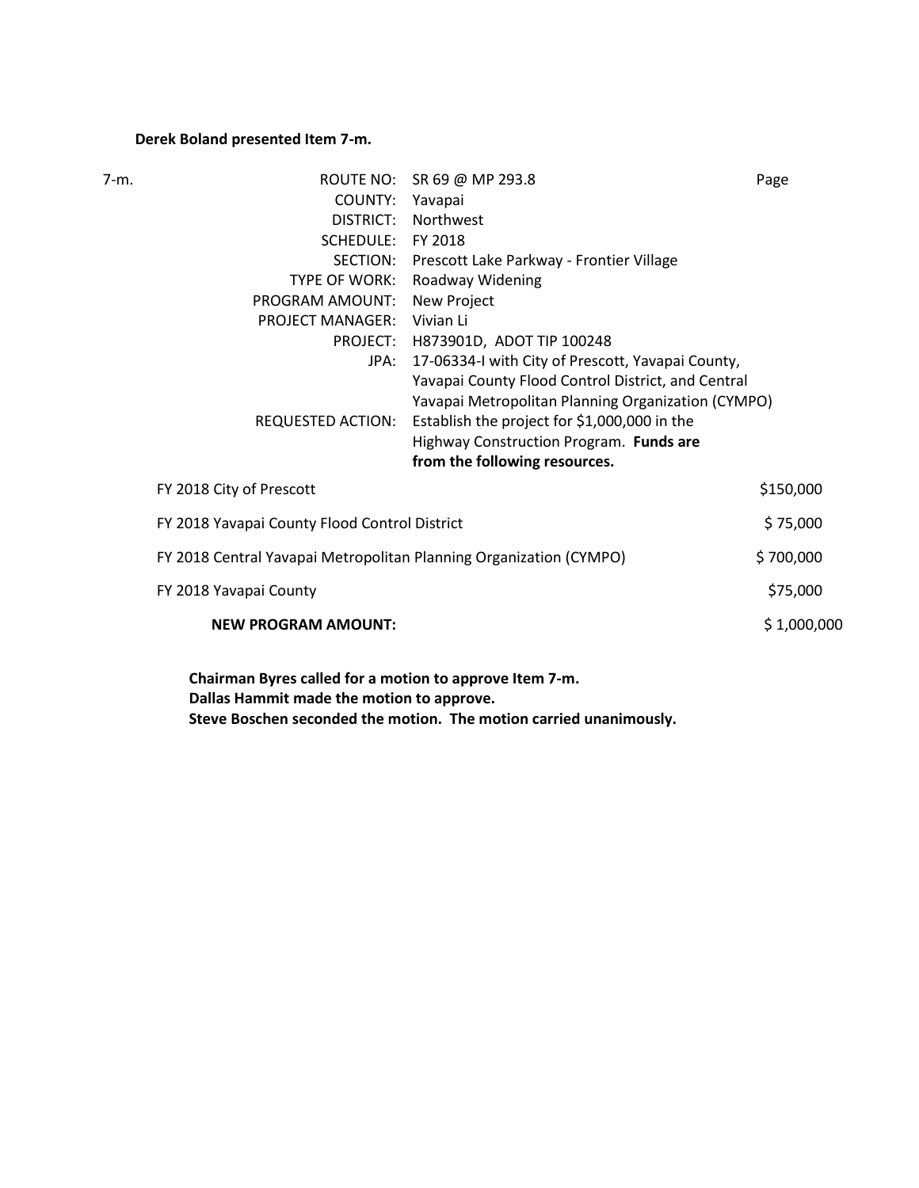**Derek Boland presented Item 7-m.**

| 7-m. | | | |
|---|---|---|---|
| | ROUTE NO: | SR 69 @ MP 293.8 | Page |
| | COUNTY: | Yavapai | |
| | DISTRICT: | Northwest | |
| | SCHEDULE: | FY 2018 | |
| | SECTION: | Prescott Lake Parkway - Frontier Village | |
| | TYPE OF WORK: | Roadway Widening | |
| | PROGRAM AMOUNT: | New Project | |
| | PROJECT MANAGER: | Vivian Li | |
| | PROJECT: | H873901D, ADOT TIP 100248 | |
| | JPA: | 17-06334-I with City of Prescott, Yavapai County, Yavapai County Flood Control District, and Central Yavapai Metropolitan Planning Organization (CYMPO) | |
| | REQUESTED ACTION: | Establish the project for $1,000,000 in the Highway Construction Program. **Funds are from the following resources.** | |

| | |
|---|---|
| FY 2018 City of Prescott | $150,000 |
| FY 2018 Yavapai County Flood Control District | $ 75,000 |
| FY 2018 Central Yavapai Metropolitan Planning Organization (CYMPO) | $ 700,000 |
| FY 2018 Yavapai County | $75,000 |
| **NEW PROGRAM AMOUNT:** | $ 1,000,000 |

**Chairman Byres called for a motion to approve Item 7-m.**
**Dallas Hammit made the motion to approve.**
**Steve Boschen seconded the motion. The motion carried unanimously.**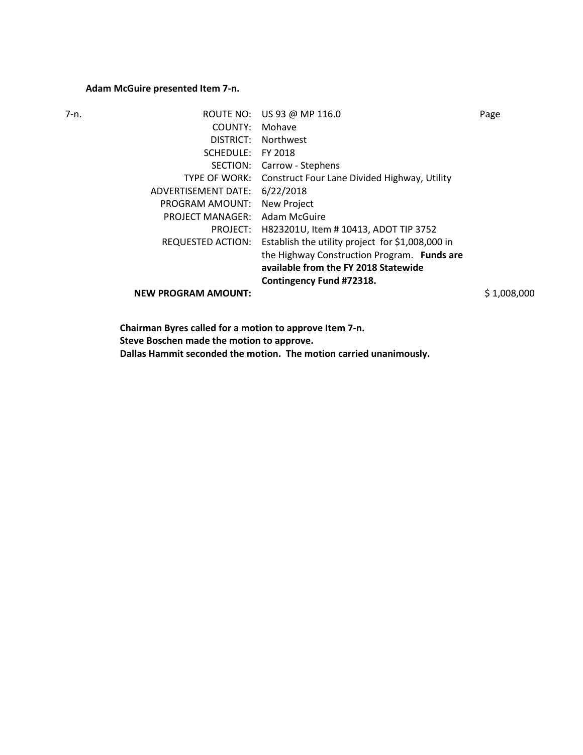**Adam McGuire presented Item 7-n.**

| 7-n. | | | |
|---|---|---|---|
| | ROUTE NO: | US 93 @ MP 116.0 | Page |
| | COUNTY: | Mohave | |
| | DISTRICT: | Northwest | |
| | SCHEDULE: | FY 2018 | |
| | SECTION: | Carrow - Stephens | |
| | TYPE OF WORK: | Construct Four Lane Divided Highway, Utility | |
| | ADVERTISEMENT DATE: | 6/22/2018 | |
| | PROGRAM AMOUNT: | New Project | |
| | PROJECT MANAGER: | Adam McGuire | |
| | PROJECT: | H823201U, Item # 10413, ADOT TIP 3752 | |
| | REQUESTED ACTION: | Establish the utility project for $1,008,000 in the Highway Construction Program. **Funds are available from the FY 2018 Statewide Contingency Fund #72318.** | |
| | **NEW PROGRAM AMOUNT:** | | $ 1,008,000 |

**Chairman Byres called for a motion to approve Item 7-n.**
**Steve Boschen made the motion to approve.**
**Dallas Hammit seconded the motion. The motion carried unanimously.**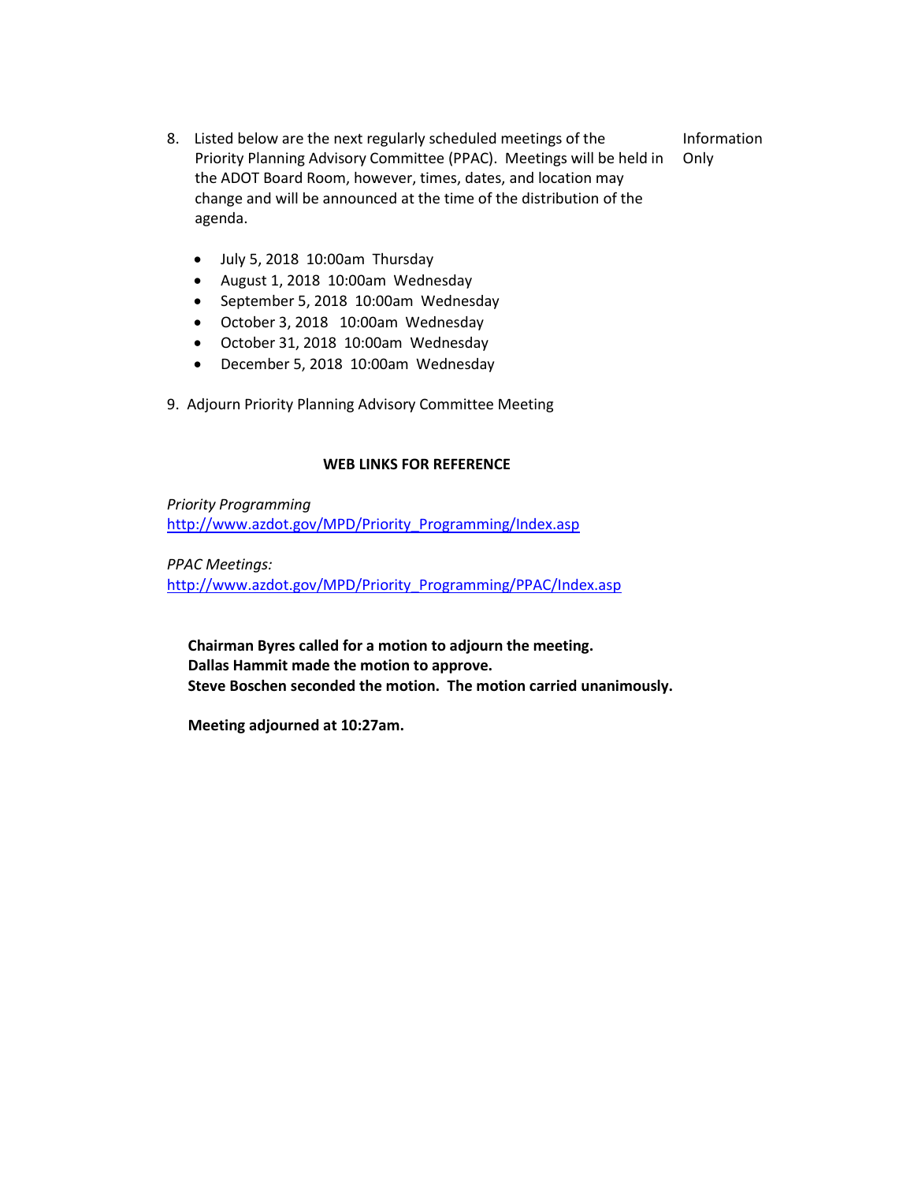8. Listed below are the next regularly scheduled meetings of the Priority Planning Advisory Committee (PPAC). Meetings will be held in the ADOT Board Room, however, times, dates, and location may change and will be announced at the time of the distribution of the agenda. — Information Only

   - July 5, 2018 10:00am Thursday
   - August 1, 2018 10:00am Wednesday
   - September 5, 2018 10:00am Wednesday
   - October 3, 2018 10:00am Wednesday
   - October 31, 2018 10:00am Wednesday
   - December 5, 2018 10:00am Wednesday

9. Adjourn Priority Planning Advisory Committee Meeting

**WEB LINKS FOR REFERENCE**

*Priority Programming*
http://www.azdot.gov/MPD/Priority_Programming/Index.asp

*PPAC Meetings:*
http://www.azdot.gov/MPD/Priority_Programming/PPAC/Index.asp

**Chairman Byres called for a motion to adjourn the meeting.**
**Dallas Hammit made the motion to approve.**
**Steve Boschen seconded the motion. The motion carried unanimously.**

**Meeting adjourned at 10:27am.**